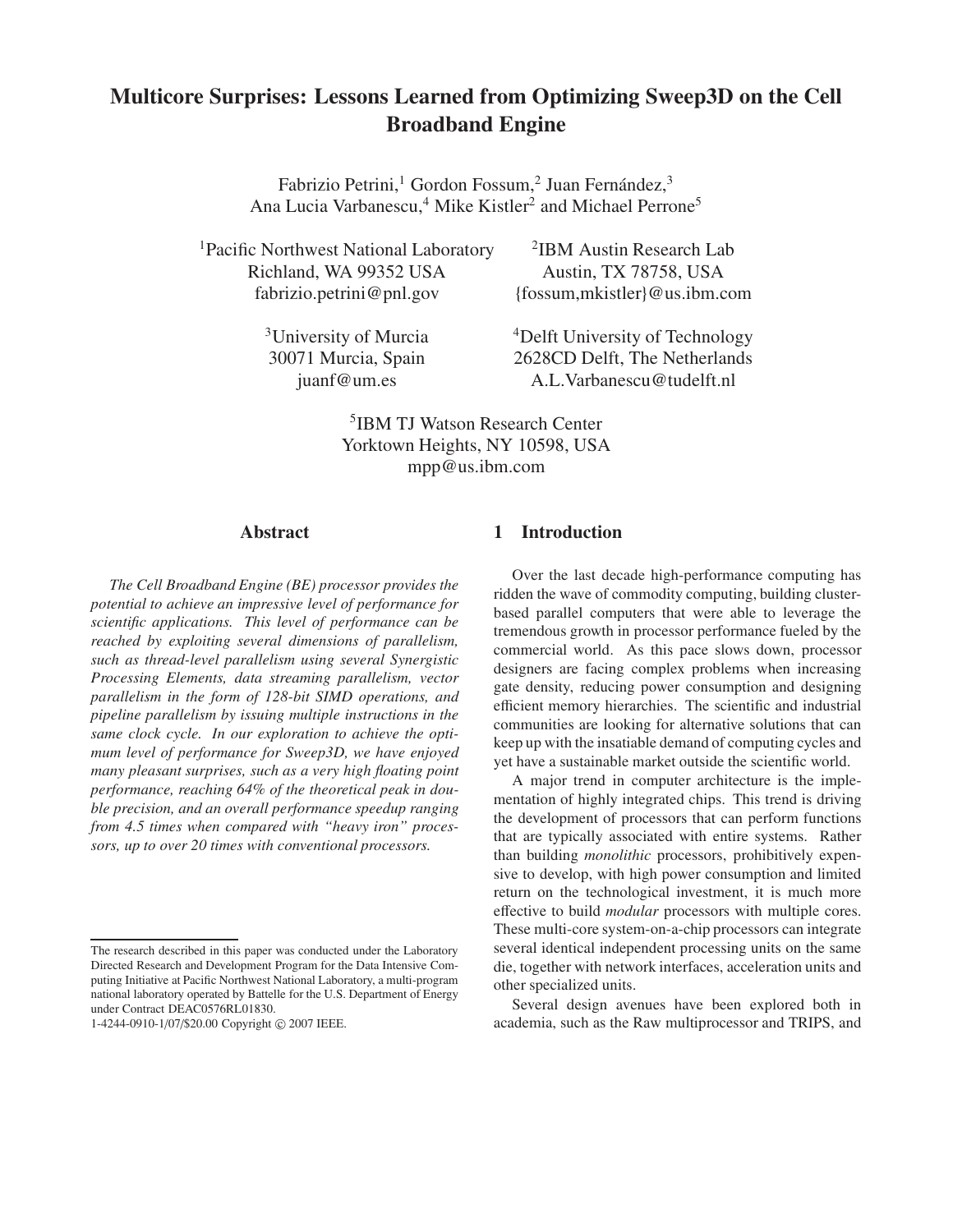# Multicore Surprises: Lessons Learned from Optimizing Sweep3D on the Cell Broadband Engine

Fabrizio Petrini,[1] Gordon Fossum,[2] Juan Fernández,[3]
Ana Lucia Varbanescu,[4] Mike Kistler[2] and Michael Perrone[5]

[1]Pacific Northwest National Laboratory
Richland, WA 99352 USA
fabrizio.petrini@pnl.gov

[2]IBM Austin Research Lab
Austin, TX 78758, USA
{fossum,mkistler}@us.ibm.com

[3]University of Murcia
30071 Murcia, Spain
juanf@um.es

[4]Delft University of Technology
2628CD Delft, The Netherlands
A.L.Varbanescu@tudelft.nl

[5]IBM TJ Watson Research Center
Yorktown Heights, NY 10598, USA
mpp@us.ibm.com

## Abstract

*The Cell Broadband Engine (BE) processor provides the potential to achieve an impressive level of performance for scientific applications. This level of performance can be reached by exploiting several dimensions of parallelism, such as thread-level parallelism using several Synergistic Processing Elements, data streaming parallelism, vector parallelism in the form of 128-bit SIMD operations, and pipeline parallelism by issuing multiple instructions in the same clock cycle. In our exploration to achieve the optimum level of performance for Sweep3D, we have enjoyed many pleasant surprises, such as a very high floating point performance, reaching 64% of the theoretical peak in double precision, and an overall performance speedup ranging from 4.5 times when compared with "heavy iron" processors, up to over 20 times with conventional processors.*

The research described in this paper was conducted under the Laboratory Directed Research and Development Program for the Data Intensive Computing Initiative at Pacific Northwest National Laboratory, a multi-program national laboratory operated by Battelle for the U.S. Department of Energy under Contract DEAC0576RL01830.

1-4244-0910-1/07/$20.00 Copyright © 2007 IEEE.

## 1 Introduction

Over the last decade high-performance computing has ridden the wave of commodity computing, building cluster-based parallel computers that were able to leverage the tremendous growth in processor performance fueled by the commercial world. As this pace slows down, processor designers are facing complex problems when increasing gate density, reducing power consumption and designing efficient memory hierarchies. The scientific and industrial communities are looking for alternative solutions that can keep up with the insatiable demand of computing cycles and yet have a sustainable market outside the scientific world.

A major trend in computer architecture is the implementation of highly integrated chips. This trend is driving the development of processors that can perform functions that are typically associated with entire systems. Rather than building *monolithic* processors, prohibitively expensive to develop, with high power consumption and limited return on the technological investment, it is much more effective to build *modular* processors with multiple cores. These multi-core system-on-a-chip processors can integrate several identical independent processing units on the same die, together with network interfaces, acceleration units and other specialized units.

Several design avenues have been explored both in academia, such as the Raw multiprocessor and TRIPS, and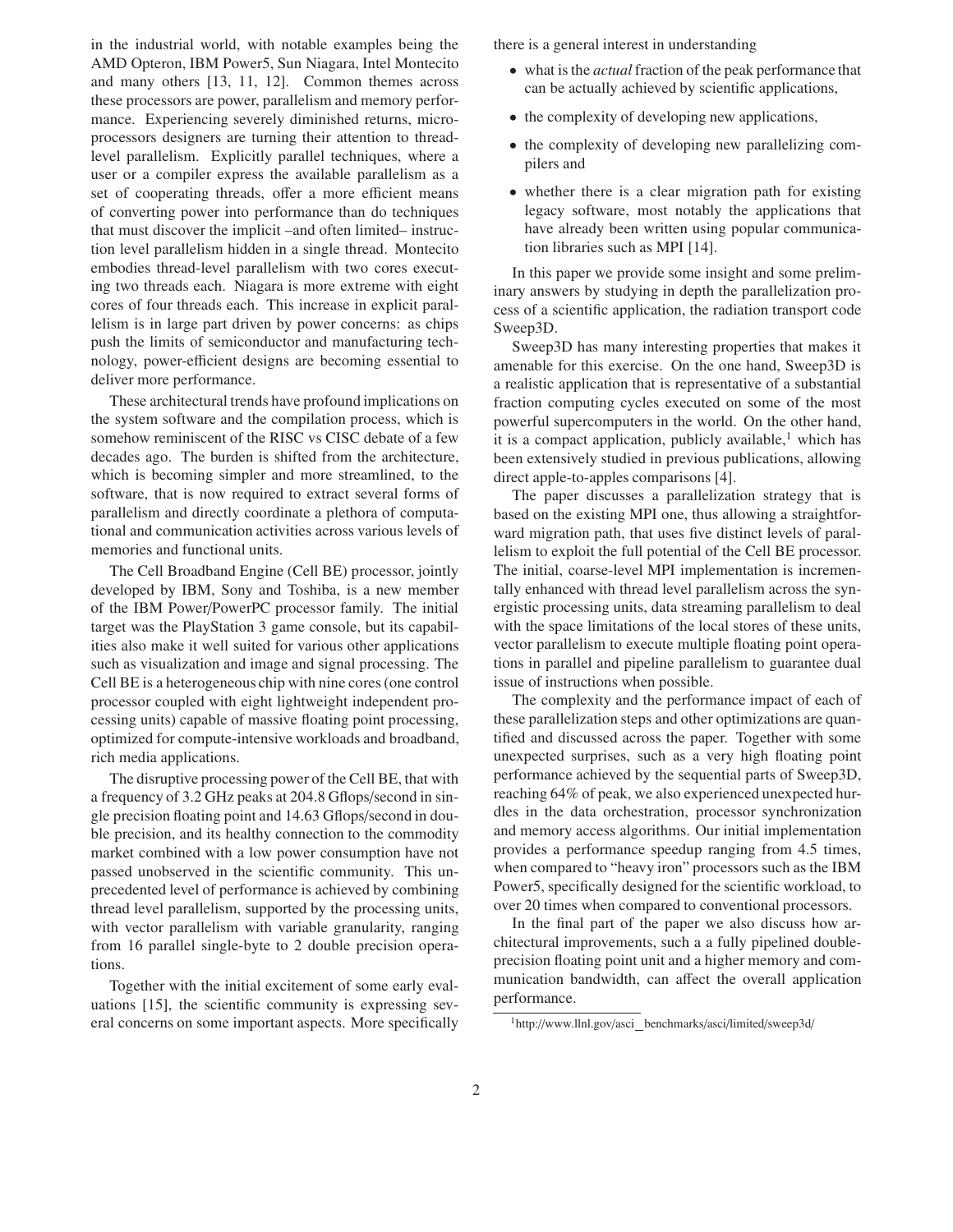in the industrial world, with notable examples being the AMD Opteron, IBM Power5, Sun Niagara, Intel Montecito and many others [13, 11, 12]. Common themes across these processors are power, parallelism and memory performance. Experiencing severely diminished returns, microprocessors designers are turning their attention to thread-level parallelism. Explicitly parallel techniques, where a user or a compiler express the available parallelism as a set of cooperating threads, offer a more efficient means of converting power into performance than do techniques that must discover the implicit –and often limited– instruction level parallelism hidden in a single thread. Montecito embodies thread-level parallelism with two cores executing two threads each. Niagara is more extreme with eight cores of four threads each. This increase in explicit parallelism is in large part driven by power concerns: as chips push the limits of semiconductor and manufacturing technology, power-efficient designs are becoming essential to deliver more performance.

These architectural trends have profound implications on the system software and the compilation process, which is somehow reminiscent of the RISC vs CISC debate of a few decades ago. The burden is shifted from the architecture, which is becoming simpler and more streamlined, to the software, that is now required to extract several forms of parallelism and directly coordinate a plethora of computational and communication activities across various levels of memories and functional units.

The Cell Broadband Engine (Cell BE) processor, jointly developed by IBM, Sony and Toshiba, is a new member of the IBM Power/PowerPC processor family. The initial target was the PlayStation 3 game console, but its capabilities also make it well suited for various other applications such as visualization and image and signal processing. The Cell BE is a heterogeneous chip with nine cores (one control processor coupled with eight lightweight independent processing units) capable of massive floating point processing, optimized for compute-intensive workloads and broadband, rich media applications.

The disruptive processing power of the Cell BE, that with a frequency of 3.2 GHz peaks at 204.8 Gflops/second in single precision floating point and 14.63 Gflops/second in double precision, and its healthy connection to the commodity market combined with a low power consumption have not passed unobserved in the scientific community. This unprecedented level of performance is achieved by combining thread level parallelism, supported by the processing units, with vector parallelism with variable granularity, ranging from 16 parallel single-byte to 2 double precision operations.

Together with the initial excitement of some early evaluations [15], the scientific community is expressing several concerns on some important aspects. More specifically there is a general interest in understanding

- what is the *actual* fraction of the peak performance that can be actually achieved by scientific applications,
- the complexity of developing new applications,
- the complexity of developing new parallelizing compilers and
- whether there is a clear migration path for existing legacy software, most notably the applications that have already been written using popular communication libraries such as MPI [14].

In this paper we provide some insight and some preliminary answers by studying in depth the parallelization process of a scientific application, the radiation transport code Sweep3D.

Sweep3D has many interesting properties that makes it amenable for this exercise. On the one hand, Sweep3D is a realistic application that is representative of a substantial fraction computing cycles executed on some of the most powerful supercomputers in the world. On the other hand, it is a compact application, publicly available,[1] which has been extensively studied in previous publications, allowing direct apple-to-apples comparisons [4].

The paper discusses a parallelization strategy that is based on the existing MPI one, thus allowing a straightforward migration path, that uses five distinct levels of parallelism to exploit the full potential of the Cell BE processor. The initial, coarse-level MPI implementation is incrementally enhanced with thread level parallelism across the synergistic processing units, data streaming parallelism to deal with the space limitations of the local stores of these units, vector parallelism to execute multiple floating point operations in parallel and pipeline parallelism to guarantee dual issue of instructions when possible.

The complexity and the performance impact of each of these parallelization steps and other optimizations are quantified and discussed across the paper. Together with some unexpected surprises, such as a very high floating point performance achieved by the sequential parts of Sweep3D, reaching 64% of peak, we also experienced unexpected hurdles in the data orchestration, processor synchronization and memory access algorithms. Our initial implementation provides a performance speedup ranging from 4.5 times, when compared to "heavy iron" processors such as the IBM Power5, specifically designed for the scientific workload, to over 20 times when compared to conventional processors.

In the final part of the paper we also discuss how architectural improvements, such a a fully pipelined double-precision floating point unit and a higher memory and communication bandwidth, can affect the overall application performance.

[1] http://www.llnl.gov/asci_benchmarks/asci/limited/sweep3d/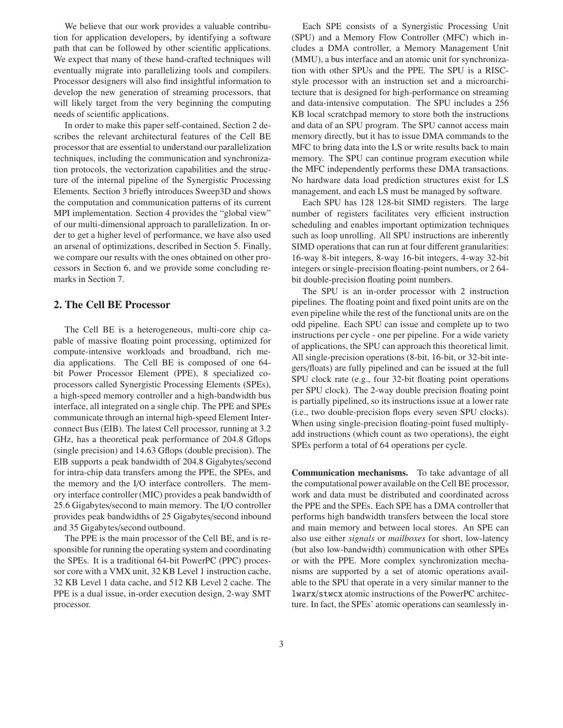We believe that our work provides a valuable contribution for application developers, by identifying a software path that can be followed by other scientific applications. We expect that many of these hand-crafted techniques will eventually migrate into parallelizing tools and compilers. Processor designers will also find insightful information to develop the new generation of streaming processors, that will likely target from the very beginning the computing needs of scientific applications.

In order to make this paper self-contained, Section 2 describes the relevant architectural features of the Cell BE processor that are essential to understand our parallelization techniques, including the communication and synchronization protocols, the vectorization capabilities and the structure of the internal pipeline of the Synergistic Processing Elements. Section 3 briefly introduces Sweep3D and shows the computation and communication patterns of its current MPI implementation. Section 4 provides the "global view" of our multi-dimensional approach to parallelization. In order to get a higher level of performance, we have also used an arsenal of optimizations, described in Section 5. Finally, we compare our results with the ones obtained on other processors in Section 6, and we provide some concluding remarks in Section 7.

## 2. The Cell BE Processor

The Cell BE is a heterogeneous, multi-core chip capable of massive floating point processing, optimized for compute-intensive workloads and broadband, rich media applications. The Cell BE is composed of one 64-bit Power Processor Element (PPE), 8 specialized coprocessors called Synergistic Processing Elements (SPEs), a high-speed memory controller and a high-bandwidth bus interface, all integrated on a single chip. The PPE and SPEs communicate through an internal high-speed Element Interconnect Bus (EIB). The latest Cell processor, running at 3.2 GHz, has a theoretical peak performance of 204.8 Gflops (single precision) and 14.63 Gflops (double precision). The EIB supports a peak bandwidth of 204.8 Gigabytes/second for intra-chip data transfers among the PPE, the SPEs, and the memory and the I/O interface controllers. The memory interface controller (MIC) provides a peak bandwidth of 25.6 Gigabytes/second to main memory. The I/O controller provides peak bandwidths of 25 Gigabytes/second inbound and 35 Gigabytes/second outbound.

The PPE is the main processor of the Cell BE, and is responsible for running the operating system and coordinating the SPEs. It is a traditional 64-bit PowerPC (PPC) processor core with a VMX unit, 32 KB Level 1 instruction cache, 32 KB Level 1 data cache, and 512 KB Level 2 cache. The PPE is a dual issue, in-order execution design, 2-way SMT processor.

Each SPE consists of a Synergistic Processing Unit (SPU) and a Memory Flow Controller (MFC) which includes a DMA controller, a Memory Management Unit (MMU), a bus interface and an atomic unit for synchronization with other SPUs and the PPE. The SPU is a RISC-style processor with an instruction set and a microarchitecture that is designed for high-performance on streaming and data-intensive computation. The SPU includes a 256 KB local scratchpad memory to store both the instructions and data of an SPU program. The SPU cannot access main memory directly, but it has to issue DMA commands to the MFC to bring data into the LS or write results back to main memory. The SPU can continue program execution while the MFC independently performs these DMA transactions. No hardware data load prediction structures exist for LS management, and each LS must be managed by software.

Each SPU has 128 128-bit SIMD registers. The large number of registers facilitates very efficient instruction scheduling and enables important optimization techniques such as loop unrolling. All SPU instructions are inherently SIMD operations that can run at four different granularities: 16-way 8-bit integers, 8-way 16-bit integers, 4-way 32-bit integers or single-precision floating-point numbers, or 2 64-bit double-precision floating point numbers.

The SPU is an in-order processor with 2 instruction pipelines. The floating point and fixed point units are on the even pipeline while the rest of the functional units are on the odd pipeline. Each SPU can issue and complete up to two instructions per cycle - one per pipeline. For a wide variety of applications, the SPU can approach this theoretical limit. All single-precision operations (8-bit, 16-bit, or 32-bit integers/floats) are fully pipelined and can be issued at the full SPU clock rate (e.g., four 32-bit floating point operations per SPU clock). The 2-way double precision floating point is partially pipelined, so its instructions issue at a lower rate (i.e., two double-precision flops every seven SPU clocks). When using single-precision floating-point fused multiply-add instructions (which count as two operations), the eight SPEs perform a total of 64 operations per cycle.

**Communication mechanisms.** To take advantage of all the computational power available on the Cell BE processor, work and data must be distributed and coordinated across the PPE and the SPEs. Each SPE has a DMA controller that performs high bandwidth transfers between the local store and main memory and between local stores. An SPE can also use either *signals* or *mailboxes* for short, low-latency (but also low-bandwidth) communication with other SPEs or with the PPE. More complex synchronization mechanisms are supported by a set of atomic operations available to the SPU that operate in a very similar manner to the `lwarx`/`stwcx` atomic instructions of the PowerPC architecture. In fact, the SPEs' atomic operations can seamlessly in-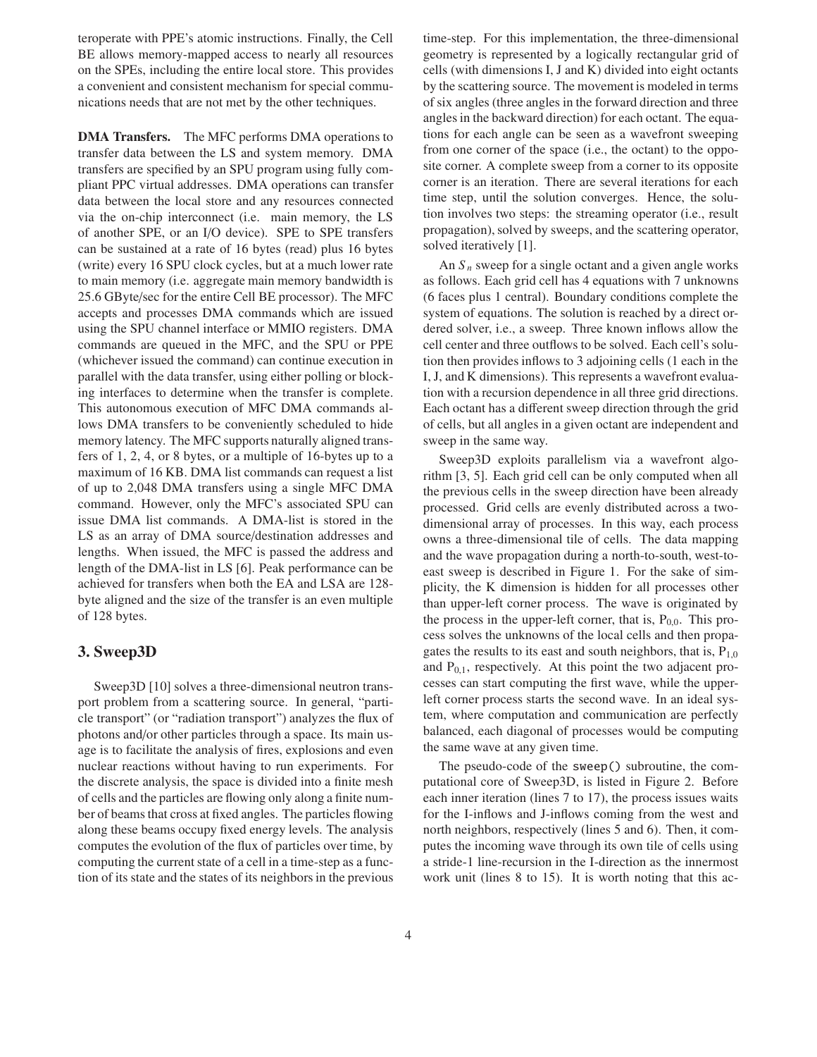teroperate with PPE's atomic instructions. Finally, the Cell BE allows memory-mapped access to nearly all resources on the SPEs, including the entire local store. This provides a convenient and consistent mechanism for special communications needs that are not met by the other techniques.

**DMA Transfers.** The MFC performs DMA operations to transfer data between the LS and system memory. DMA transfers are specified by an SPU program using fully compliant PPC virtual addresses. DMA operations can transfer data between the local store and any resources connected via the on-chip interconnect (i.e. main memory, the LS of another SPE, or an I/O device). SPE to SPE transfers can be sustained at a rate of 16 bytes (read) plus 16 bytes (write) every 16 SPU clock cycles, but at a much lower rate to main memory (i.e. aggregate main memory bandwidth is 25.6 GByte/sec for the entire Cell BE processor). The MFC accepts and processes DMA commands which are issued using the SPU channel interface or MMIO registers. DMA commands are queued in the MFC, and the SPU or PPE (whichever issued the command) can continue execution in parallel with the data transfer, using either polling or blocking interfaces to determine when the transfer is complete. This autonomous execution of MFC DMA commands allows DMA transfers to be conveniently scheduled to hide memory latency. The MFC supports naturally aligned transfers of 1, 2, 4, or 8 bytes, or a multiple of 16-bytes up to a maximum of 16 KB. DMA list commands can request a list of up to 2,048 DMA transfers using a single MFC DMA command. However, only the MFC's associated SPU can issue DMA list commands. A DMA-list is stored in the LS as an array of DMA source/destination addresses and lengths. When issued, the MFC is passed the address and length of the DMA-list in LS [6]. Peak performance can be achieved for transfers when both the EA and LSA are 128-byte aligned and the size of the transfer is an even multiple of 128 bytes.

## 3. Sweep3D

Sweep3D [10] solves a three-dimensional neutron transport problem from a scattering source. In general, "particle transport" (or "radiation transport") analyzes the flux of photons and/or other particles through a space. Its main usage is to facilitate the analysis of fires, explosions and even nuclear reactions without having to run experiments. For the discrete analysis, the space is divided into a finite mesh of cells and the particles are flowing only along a finite number of beams that cross at fixed angles. The particles flowing along these beams occupy fixed energy levels. The analysis computes the evolution of the flux of particles over time, by computing the current state of a cell in a time-step as a function of its state and the states of its neighbors in the previous time-step. For this implementation, the three-dimensional geometry is represented by a logically rectangular grid of cells (with dimensions I, J and K) divided into eight octants by the scattering source. The movement is modeled in terms of six angles (three angles in the forward direction and three angles in the backward direction) for each octant. The equations for each angle can be seen as a wavefront sweeping from one corner of the space (i.e., the octant) to the opposite corner. A complete sweep from a corner to its opposite corner is an iteration. There are several iterations for each time step, until the solution converges. Hence, the solution involves two steps: the streaming operator (i.e., result propagation), solved by sweeps, and the scattering operator, solved iteratively [1].

An $S_n$ sweep for a single octant and a given angle works as follows. Each grid cell has 4 equations with 7 unknowns (6 faces plus 1 central). Boundary conditions complete the system of equations. The solution is reached by a direct ordered solver, i.e., a sweep. Three known inflows allow the cell center and three outflows to be solved. Each cell's solution then provides inflows to 3 adjoining cells (1 each in the I, J, and K dimensions). This represents a wavefront evaluation with a recursion dependence in all three grid directions. Each octant has a different sweep direction through the grid of cells, but all angles in a given octant are independent and sweep in the same way.

Sweep3D exploits parallelism via a wavefront algorithm [3, 5]. Each grid cell can be only computed when all the previous cells in the sweep direction have been already processed. Grid cells are evenly distributed across a two-dimensional array of processes. In this way, each process owns a three-dimensional tile of cells. The data mapping and the wave propagation during a north-to-south, west-to-east sweep is described in Figure 1. For the sake of simplicity, the K dimension is hidden for all processes other than upper-left corner process. The wave is originated by the process in the upper-left corner, that is, $P_{0,0}$. This process solves the unknowns of the local cells and then propagates the results to its east and south neighbors, that is, $P_{1,0}$ and $P_{0,1}$, respectively. At this point the two adjacent processes can start computing the first wave, while the upper-left corner process starts the second wave. In an ideal system, where computation and communication are perfectly balanced, each diagonal of processes would be computing the same wave at any given time.

The pseudo-code of the `sweep()` subroutine, the computational core of Sweep3D, is listed in Figure 2. Before each inner iteration (lines 7 to 17), the process issues waits for the I-inflows and J-inflows coming from the west and north neighbors, respectively (lines 5 and 6). Then, it computes the incoming wave through its own tile of cells using a stride-1 line-recursion in the I-direction as the innermost work unit (lines 8 to 15). It is worth noting that this ac-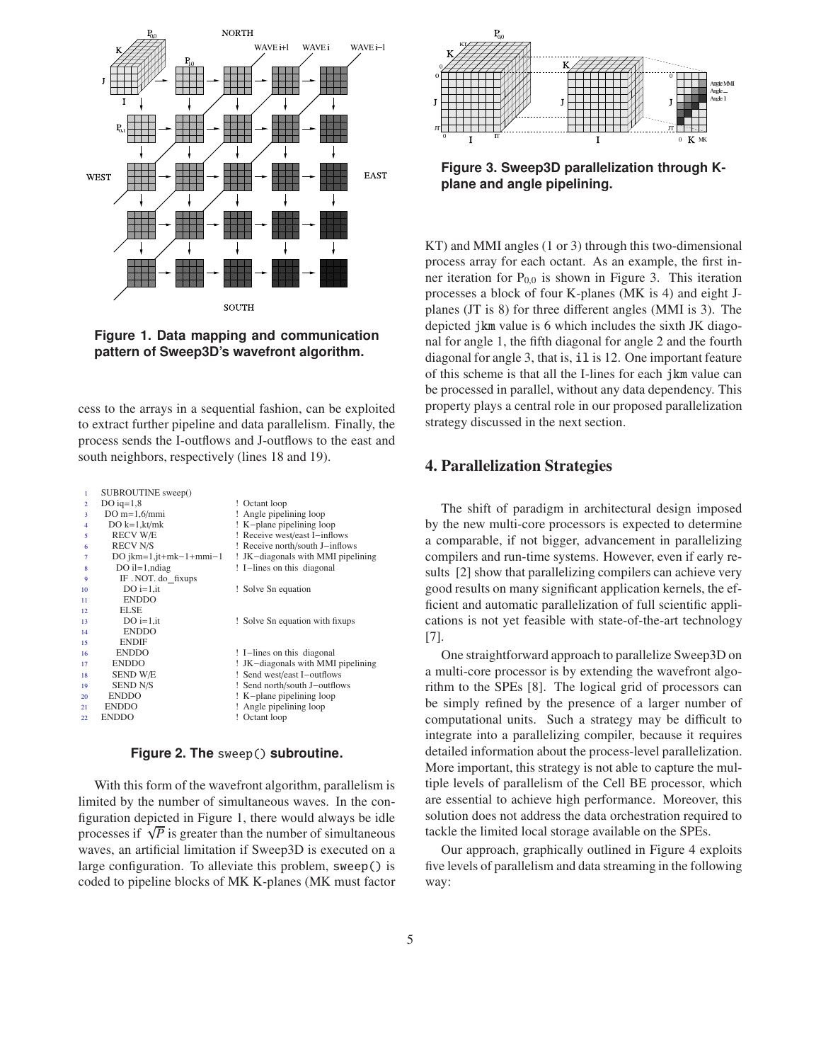**Figure 1. Data mapping and communication pattern of Sweep3D's wavefront algorithm.**

cess to the arrays in a sequential fashion, can be exploited to extract further pipeline and data parallelism. Finally, the process sends the I-outflows and J-outflows to the east and south neighbors, respectively (lines 18 and 19).

```
1   SUBROUTINE sweep()
2   DO iq=1,8                          ! Octant loop
3    DO m=1,6/mmi                      ! Angle pipelining loop
4     DO k=1,kt/mk                     ! K−plane pipelining loop
5      RECV W/E                        ! Receive west/east I−inflows
6      RECV N/S                        ! Receive north/south J−inflows
7      DO jkm=1,jt+mk−1+mmi−1          ! JK−diagonals with MMI pipelining
8       DO il=1,ndiag                  ! I−lines on this diagonal
9        IF .NOT. do_fixups
10        DO i=1,it                    ! Solve Sn equation
11        ENDDO
12       ELSE
13        DO i=1,it                    ! Solve Sn equation with fixups
14        ENDDO
15       ENDIF
16      ENDDO                          ! I−lines on this diagonal
17     ENDDO                           ! JK−diagonals with MMI pipelining
18     SEND W/E                        ! Send west/east I−outflows
19     SEND N/S                        ! Send north/south J−outflows
20    ENDDO                            ! K−plane pipelining loop
21   ENDDO                             ! Angle pipelining loop
22  ENDDO                              ! Octant loop
```

**Figure 2. The `sweep()` subroutine.**

With this form of the wavefront algorithm, parallelism is limited by the number of simultaneous waves. In the configuration depicted in Figure 1, there would always be idle processes if $\sqrt{P}$ is greater than the number of simultaneous waves, an artificial limitation if Sweep3D is executed on a large configuration. To alleviate this problem, `sweep()` is coded to pipeline blocks of MK K-planes (MK must factor KT) and MMI angles (1 or 3) through this two-dimensional process array for each octant. As an example, the first inner iteration for $P_{0,0}$ is shown in Figure 3. This iteration processes a block of four K-planes (MK is 4) and eight J-planes (JT is 8) for three different angles (MMI is 3). The depicted `jkm` value is 6 which includes the sixth JK diagonal for angle 1, the fifth diagonal for angle 2 and the fourth diagonal for angle 3, that is, `il` is 12. One important feature of this scheme is that all the I-lines for each `jkm` value can be processed in parallel, without any data dependency. This property plays a central role in our proposed parallelization strategy discussed in the next section.

**Figure 3. Sweep3D parallelization through K-plane and angle pipelining.**

## 4. Parallelization Strategies

The shift of paradigm in architectural design imposed by the new multi-core processors is expected to determine a comparable, if not bigger, advancement in parallelizing compilers and run-time systems. However, even if early results [2] show that parallelizing compilers can achieve very good results on many significant application kernels, the efficient and automatic parallelization of full scientific applications is not yet feasible with state-of-the-art technology [7].

One straightforward approach to parallelize Sweep3D on a multi-core processor is by extending the wavefront algorithm to the SPEs [8]. The logical grid of processors can be simply refined by the presence of a larger number of computational units. Such a strategy may be difficult to integrate into a parallelizing compiler, because it requires detailed information about the process-level parallelization. More important, this strategy is not able to capture the multiple levels of parallelism of the Cell BE processor, which are essential to achieve high performance. Moreover, this solution does not address the data orchestration required to tackle the limited local storage available on the SPEs.

Our approach, graphically outlined in Figure 4 exploits five levels of parallelism and data streaming in the following way: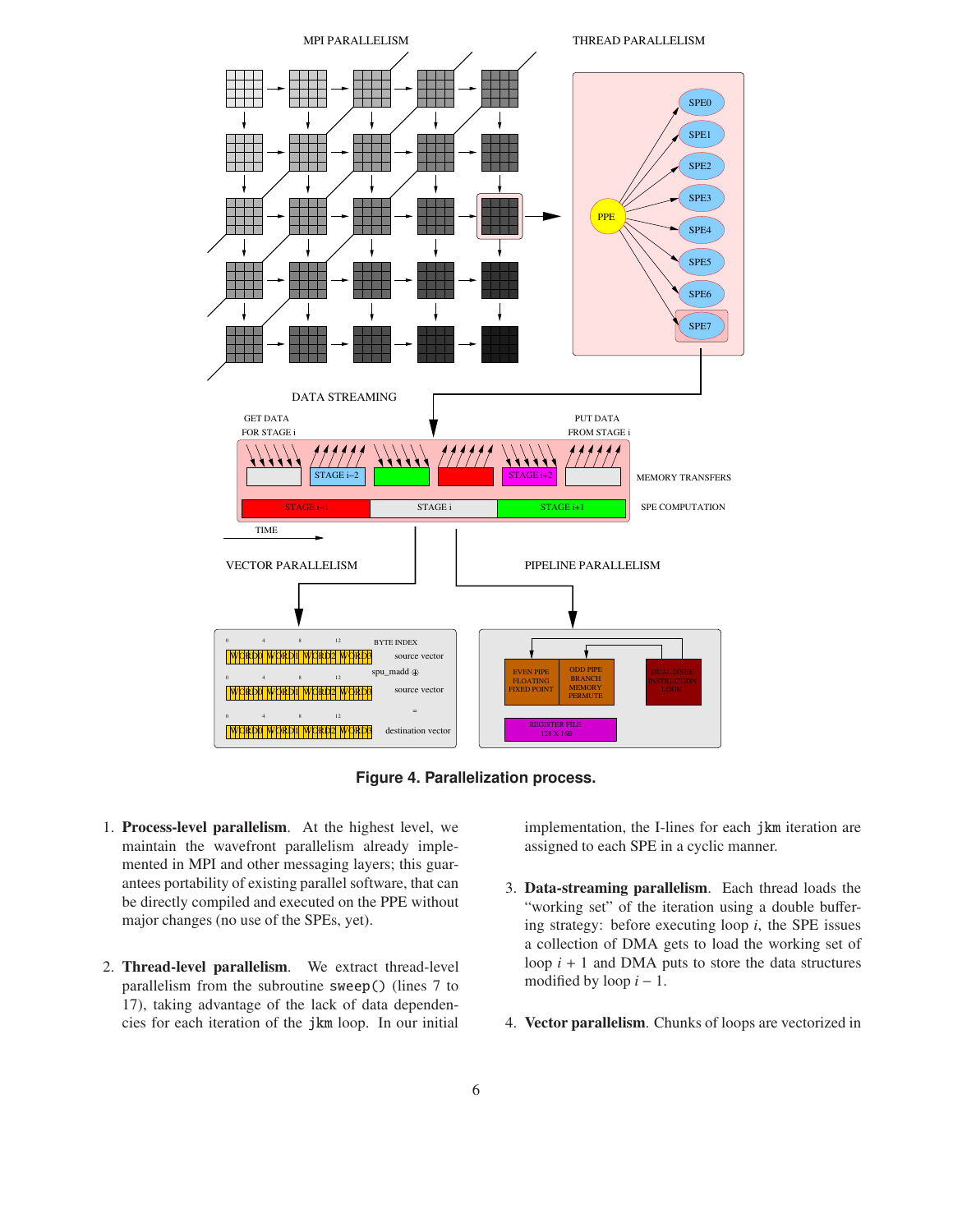**Figure 4. Parallelization process.**

1. **Process-level parallelism**. At the highest level, we maintain the wavefront parallelism already implemented in MPI and other messaging layers; this guarantees portability of existing parallel software, that can be directly compiled and executed on the PPE without major changes (no use of the SPEs, yet).

2. **Thread-level parallelism**. We extract thread-level parallelism from the subroutine `sweep()` (lines 7 to 17), taking advantage of the lack of data dependencies for each iteration of the `jkm` loop. In our initial implementation, the I-lines for each `jkm` iteration are assigned to each SPE in a cyclic manner.

3. **Data-streaming parallelism**. Each thread loads the "working set" of the iteration using a double buffering strategy: before executing loop $i$, the SPE issues a collection of DMA gets to load the working set of loop $i + 1$ and DMA puts to store the data structures modified by loop $i - 1$.

4. **Vector parallelism**. Chunks of loops are vectorized in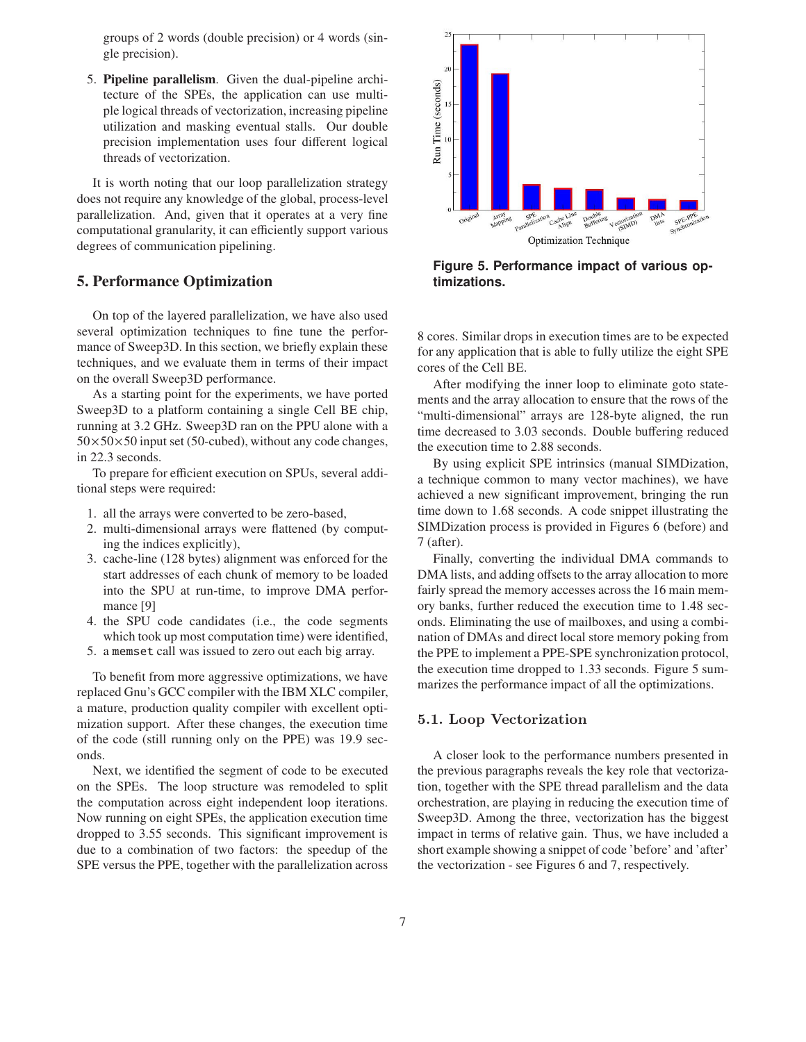groups of 2 words (double precision) or 4 words (single precision).

5. **Pipeline parallelism**. Given the dual-pipeline architecture of the SPEs, the application can use multiple logical threads of vectorization, increasing pipeline utilization and masking eventual stalls. Our double precision implementation uses four different logical threads of vectorization.

It is worth noting that our loop parallelization strategy does not require any knowledge of the global, process-level parallelization. And, given that it operates at a very fine computational granularity, it can efficiently support various degrees of communication pipelining.

## 5. Performance Optimization

On top of the layered parallelization, we have also used several optimization techniques to fine tune the performance of Sweep3D. In this section, we briefly explain these techniques, and we evaluate them in terms of their impact on the overall Sweep3D performance.

As a starting point for the experiments, we have ported Sweep3D to a platform containing a single Cell BE chip, running at 3.2 GHz. Sweep3D ran on the PPU alone with a $50\times50\times50$ input set (50-cubed), without any code changes, in 22.3 seconds.

To prepare for efficient execution on SPUs, several additional steps were required:

1. all the arrays were converted to be zero-based,
2. multi-dimensional arrays were flattened (by computing the indices explicitly),
3. cache-line (128 bytes) alignment was enforced for the start addresses of each chunk of memory to be loaded into the SPU at run-time, to improve DMA performance [9]
4. the SPU code candidates (i.e., the code segments which took up most computation time) were identified,
5. a `memset` call was issued to zero out each big array.

To benefit from more aggressive optimizations, we have replaced Gnu's GCC compiler with the IBM XLC compiler, a mature, production quality compiler with excellent optimization support. After these changes, the execution time of the code (still running only on the PPE) was 19.9 seconds.

Next, we identified the segment of code to be executed on the SPEs. The loop structure was remodeled to split the computation across eight independent loop iterations. Now running on eight SPEs, the application execution time dropped to 3.55 seconds. This significant improvement is due to a combination of two factors: the speedup of the SPE versus the PPE, together with the parallelization across 8 cores. Similar drops in execution times are to be expected for any application that is able to fully utilize the eight SPE cores of the Cell BE.

**Figure 5. Performance impact of various optimizations.**

After modifying the inner loop to eliminate goto statements and the array allocation to ensure that the rows of the "multi-dimensional" arrays are 128-byte aligned, the run time decreased to 3.03 seconds. Double buffering reduced the execution time to 2.88 seconds.

By using explicit SPE intrinsics (manual SIMDization, a technique common to many vector machines), we have achieved a new significant improvement, bringing the run time down to 1.68 seconds. A code snippet illustrating the SIMDization process is provided in Figures 6 (before) and 7 (after).

Finally, converting the individual DMA commands to DMA lists, and adding offsets to the array allocation to more fairly spread the memory accesses across the 16 main memory banks, further reduced the execution time to 1.48 seconds. Eliminating the use of mailboxes, and using a combination of DMAs and direct local store memory poking from the PPE to implement a PPE-SPE synchronization protocol, the execution time dropped to 1.33 seconds. Figure 5 summarizes the performance impact of all the optimizations.

### 5.1. Loop Vectorization

A closer look to the performance numbers presented in the previous paragraphs reveals the key role that vectorization, together with the SPE thread parallelism and the data orchestration, are playing in reducing the execution time of Sweep3D. Among the three, vectorization has the biggest impact in terms of relative gain. Thus, we have included a short example showing a snippet of code 'before' and 'after' the vectorization - see Figures 6 and 7, respectively.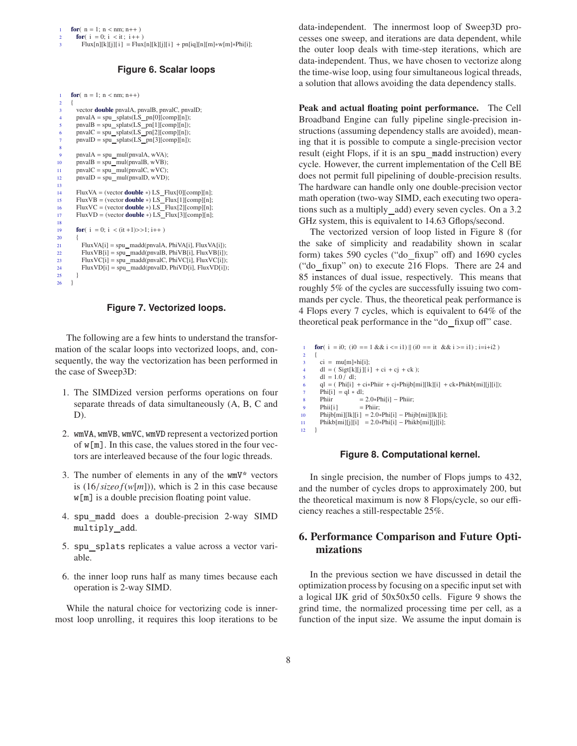```
for( n = 1; n < nm; n++ )
  for( i = 0; i < it ; i++ )
    Flux[n][k][j][i] = Flux[n][k][j][i] + pn[iq][n][m]*w[m]*Phi[i];
```

**Figure 6. Scalar loops**

```
for( n = 1; n < nm; n++)
{
  vector double pnvalA, pnvalB, pnvalC, pnvalD;
  pnvalA = spu_splats(LS_pn[0][comp][n]);
  pnvalB = spu_splats(LS_pn[1][comp][n]);
  pnvalC = spu_splats(LS_pn[2][comp][n]);
  pnvalD = spu_splats(LS_pn[3][comp][n]);

  pnvalA = spu_mul(pnvalA, wVA);
  pnvalB = spu_mul(pnvalB, wVB);
  pnvalC = spu_mul(pnvalC, wVC);
  pnvalD = spu_mul(pnvalD, wVD);

  FluxVA = (vector double *) LS_Flux[0][comp][n];
  FluxVB = (vector double *) LS_Flux[1][comp][n];
  FluxVC = (vector double *) LS_Flux[2][comp][n];
  FluxVD = (vector double *) LS_Flux[3][comp][n];

  for( i = 0; i < (it+1)>>1; i++ )
  {
    FluxVA[i] = spu_madd(pnvalA, PhiVA[i], FluxVA[i]);
    FluxVB[i] = spu_madd(pnvalB, PhiVB[i], FluxVB[i]);
    FluxVC[i] = spu_madd(pnvalC, PhiVC[i], FluxVC[i]);
    FluxVD[i] = spu_madd(pnvalD, PhiVD[i], FluxVD[i]);
  }
}
```

**Figure 7. Vectorized loops.**

The following are a few hints to understand the transformation of the scalar loops into vectorized loops, and, consequently, the way the vectorization has been performed in the case of Sweep3D:

1. The SIMDized version performs operations on four separate threads of data simultaneously (A, B, C and D).
2. `wmVA`, `wmVB`, `wmVC`, `wmVD` represent a vectorized portion of `w[m]`. In this case, the values stored in the four vectors are interleaved because of the four logic threads.
3. The number of elements in any of the `wmV*` vectors is $(16/sizeof(w[m]))$, which is 2 in this case because `w[m]` is a double precision floating point value.
4. `spu_madd` does a double-precision 2-way SIMD `multiply_add`.
5. `spu_splats` replicates a value across a vector variable.
6. the inner loop runs half as many times because each operation is 2-way SIMD.

While the natural choice for vectorizing code is innermost loop unrolling, it requires this loop iterations to be data-independent. The innermost loop of Sweep3D processes one sweep, and iterations are data dependent, while the outer loop deals with time-step iterations, which are data-independent. Thus, we have chosen to vectorize along the time-wise loop, using four simultaneous logical threads, a solution that allows avoiding the data dependency stalls.

**Peak and actual floating point performance.** The Cell Broadband Engine can fully pipeline single-precision instructions (assuming dependency stalls are avoided), meaning that it is possible to compute a single-precision vector result (eight Flops, if it is an `spu_madd` instruction) every cycle. However, the current implementation of the Cell BE does not permit full pipelining of double-precision results. The hardware can handle only one double-precision vector math operation (two-way SIMD, each executing two operations such as a multiply_add) every seven cycles. On a 3.2 GHz system, this is equivalent to 14.63 Gflops/second.

The vectorized version of loop listed in Figure 8 (for the sake of simplicity and readability shown in scalar form) takes 590 cycles ("do_fixup" off) and 1690 cycles ("do_fixup" on) to execute 216 Flops. There are 24 and 85 instances of dual issue, respectively. This means that roughly 5% of the cycles are successfully issuing two commands per cycle. Thus, the theoretical peak performance is 4 Flops every 7 cycles, which is equivalent to 64% of the theoretical peak performance in the "do_fixup off" case.

```
for( i = i0; (i0 == 1 && i <= i1) || (i0 == it && i >= i1) ; i=i+i2 )
{
  ci = mu[m]*hi[i];
  dl = ( Sigt[k][j][i] + ci + cj + ck );
  dl = 1.0 / dl;
  ql = ( Phi[i] + ci*Phiir + cj*Phijb[mi][lk][i] + ck*Phikb[mi][j][i]);
  Phi[i] = ql * dl;
  Phiir          = 2.0*Phi[i] − Phiir;
  Phii[i]        = Phiir;
  Phijb[mi][lk][i] = 2.0*Phi[i] − Phijb[mi][lk][i];
  Phikb[mi][j][i]  = 2.0*Phi[i] − Phikb[mi][j][i];
}
```

**Figure 8. Computational kernel.**

In single precision, the number of Flops jumps to 432, and the number of cycles drops to approximately 200, but the theoretical maximum is now 8 Flops/cycle, so our efficiency reaches a still-respectable 25%.

## 6. Performance Comparison and Future Optimizations

In the previous section we have discussed in detail the optimization process by focusing on a specific input set with a logical IJK grid of 50x50x50 cells. Figure 9 shows the grind time, the normalized processing time per cell, as a function of the input size. We assume the input domain is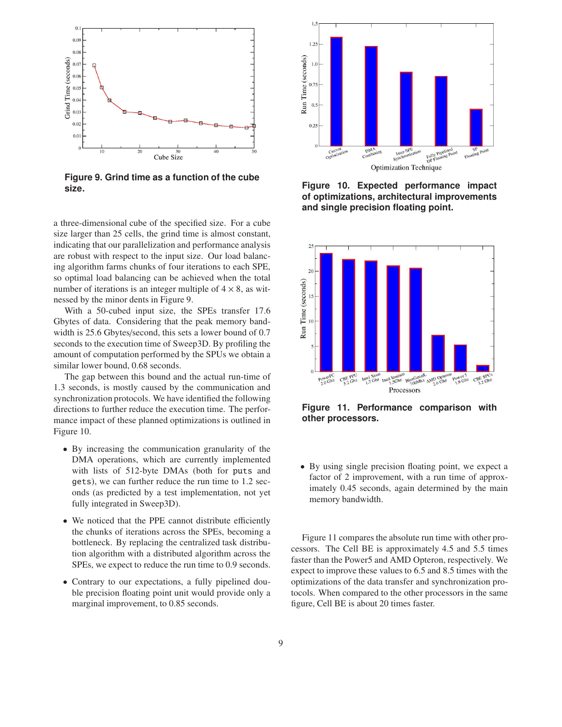Figure 9. Grind time as a function of the cube size.

a three-dimensional cube of the specified size. For a cube size larger than 25 cells, the grind time is almost constant, indicating that our parallelization and performance analysis are robust with respect to the input size. Our load balancing algorithm farms chunks of four iterations to each SPE, so optimal load balancing can be achieved when the total number of iterations is an integer multiple of $4 \times 8$, as witnessed by the minor dents in Figure 9.

With a 50-cubed input size, the SPEs transfer 17.6 Gbytes of data. Considering that the peak memory bandwidth is 25.6 Gbytes/second, this sets a lower bound of 0.7 seconds to the execution time of Sweep3D. By profiling the amount of computation performed by the SPUs we obtain a similar lower bound, 0.68 seconds.

The gap between this bound and the actual run-time of 1.3 seconds, is mostly caused by the communication and synchronization protocols. We have identified the following directions to further reduce the execution time. The performance impact of these planned optimizations is outlined in Figure 10.

- By increasing the communication granularity of the DMA operations, which are currently implemented with lists of 512-byte DMAs (both for `puts` and `gets`), we can further reduce the run time to 1.2 seconds (as predicted by a test implementation, not yet fully integrated in Sweep3D).
- We noticed that the PPE cannot distribute efficiently the chunks of iterations across the SPEs, becoming a bottleneck. By replacing the centralized task distribution algorithm with a distributed algorithm across the SPEs, we expect to reduce the run time to 0.9 seconds.
- Contrary to our expectations, a fully pipelined double precision floating point unit would provide only a marginal improvement, to 0.85 seconds.

Figure 10. Expected performance impact of optimizations, architectural improvements and single precision floating point.

Figure 11. Performance comparison with other processors.

- By using single precision floating point, we expect a factor of 2 improvement, with a run time of approximately 0.45 seconds, again determined by the main memory bandwidth.

Figure 11 compares the absolute run time with other processors. The Cell BE is approximately 4.5 and 5.5 times faster than the Power5 and AMD Opteron, respectively. We expect to improve these values to 6.5 and 8.5 times with the optimizations of the data transfer and synchronization protocols. When compared to the other processors in the same figure, Cell BE is about 20 times faster.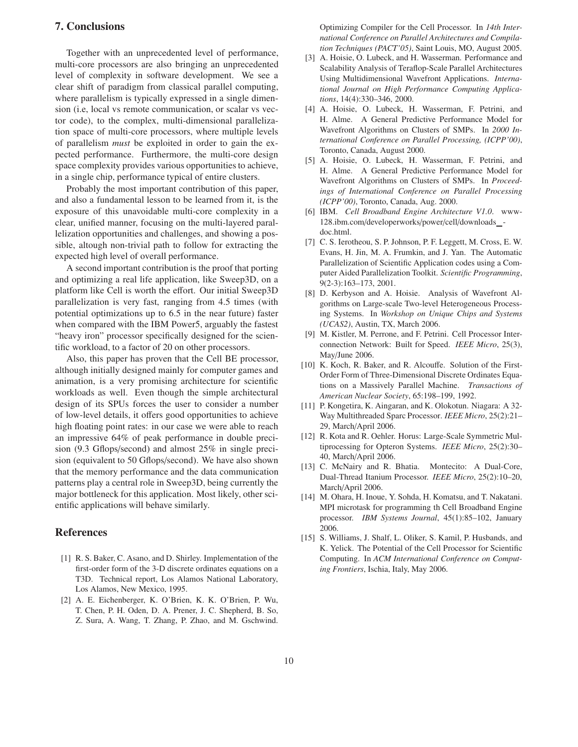## 7. Conclusions

Together with an unprecedented level of performance, multi-core processors are also bringing an unprecedented level of complexity in software development. We see a clear shift of paradigm from classical parallel computing, where parallelism is typically expressed in a single dimension (i.e, local vs remote communication, or scalar vs vector code), to the complex, multi-dimensional parallelization space of multi-core processors, where multiple levels of parallelism *must* be exploited in order to gain the expected performance. Furthermore, the multi-core design space complexity provides various opportunities to achieve, in a single chip, performance typical of entire clusters.

Probably the most important contribution of this paper, and also a fundamental lesson to be learned from it, is the exposure of this unavoidable multi-core complexity in a clear, unified manner, focusing on the multi-layered parallelization opportunities and challenges, and showing a possible, altough non-trivial path to follow for extracting the expected high level of overall performance.

A second important contribution is the proof that porting and optimizing a real life application, like Sweep3D, on a platform like Cell is worth the effort. Our initial Sweep3D parallelization is very fast, ranging from 4.5 times (with potential optimizations up to 6.5 in the near future) faster when compared with the IBM Power5, arguably the fastest "heavy iron" processor specifically designed for the scientific workload, to a factor of 20 on other processors.

Also, this paper has proven that the Cell BE processor, although initially designed mainly for computer games and animation, is a very promising architecture for scientific workloads as well. Even though the simple architectural design of its SPUs forces the user to consider a number of low-level details, it offers good opportunities to achieve high floating point rates: in our case we were able to reach an impressive 64% of peak performance in double precision (9.3 Gflops/second) and almost 25% in single precision (equivalent to 50 Gflops/second). We have also shown that the memory performance and the data communication patterns play a central role in Sweep3D, being currently the major bottleneck for this application. Most likely, other scientific applications will behave similarly.

## References

[1] R. S. Baker, C. Asano, and D. Shirley. Implementation of the first-order form of the 3-D discrete ordinates equations on a T3D. Technical report, Los Alamos National Laboratory, Los Alamos, New Mexico, 1995.

[2] A. E. Eichenberger, K. O'Brien, K. K. O'Brien, P. Wu, T. Chen, P. H. Oden, D. A. Prener, J. C. Shepherd, B. So, Z. Sura, A. Wang, T. Zhang, P. Zhao, and M. Gschwind. Optimizing Compiler for the Cell Processor. In *14th International Conference on Parallel Architectures and Compilation Techniques (PACT'05)*, Saint Louis, MO, August 2005.

[3] A. Hoisie, O. Lubeck, and H. Wasserman. Performance and Scalability Analysis of Teraflop-Scale Parallel Architectures Using Multidimensional Wavefront Applications. *International Journal on High Performance Computing Applications*, 14(4):330–346, 2000.

[4] A. Hoisie, O. Lubeck, H. Wasserman, F. Petrini, and H. Alme. A General Predictive Performance Model for Wavefront Algorithms on Clusters of SMPs. In *2000 International Conference on Parallel Processing, (ICPP'00)*, Toronto, Canada, August 2000.

[5] A. Hoisie, O. Lubeck, H. Wasserman, F. Petrini, and H. Alme. A General Predictive Performance Model for Wavefront Algorithms on Clusters of SMPs. In *Proceedings of International Conference on Parallel Processing (ICPP'00)*, Toronto, Canada, Aug. 2000.

[6] IBM. *Cell Broadband Engine Architecture V1.0*. www-128.ibm.com/developerworks/power/cell/downloads_doc.html.

[7] C. S. Ierotheou, S. P. Johnson, P. F. Leggett, M. Cross, E. W. Evans, H. Jin, M. A. Frumkin, and J. Yan. The Automatic Parallelization of Scientific Application codes using a Computer Aided Parallelization Toolkit. *Scientific Programming*, 9(2-3):163–173, 2001.

[8] D. Kerbyson and A. Hoisie. Analysis of Wavefront Algorithms on Large-scale Two-level Heterogeneous Processing Systems. In *Workshop on Unique Chips and Systems (UCAS2)*, Austin, TX, March 2006.

[9] M. Kistler, M. Perrone, and F. Petrini. Cell Processor Interconnection Network: Built for Speed. *IEEE Micro*, 25(3), May/June 2006.

[10] K. Koch, R. Baker, and R. Alcouffe. Solution of the First-Order Form of Three-Dimensional Discrete Ordinates Equations on a Massively Parallel Machine. *Transactions of American Nuclear Society*, 65:198–199, 1992.

[11] P. Kongetira, K. Aingaran, and K. Olokotun. Niagara: A 32-Way Multithreaded Sparc Processor. *IEEE Micro*, 25(2):21–29, March/April 2006.

[12] R. Kota and R. Oehler. Horus: Large-Scale Symmetric Multiprocessing for Opteron Systems. *IEEE Micro*, 25(2):30–40, March/April 2006.

[13] C. McNairy and R. Bhatia. Montecito: A Dual-Core, Dual-Thread Itanium Processor. *IEEE Micro*, 25(2):10–20, March/April 2006.

[14] M. Ohara, H. Inoue, Y. Sohda, H. Komatsu, and T. Nakatani. MPI microtask for programming th Cell Broadband Engine processor. *IBM Systems Journal*, 45(1):85–102, January 2006.

[15] S. Williams, J. Shalf, L. Oliker, S. Kamil, P. Husbands, and K. Yelick. The Potential of the Cell Processor for Scientific Computing. In *ACM International Conference on Computing Frontiers*, Ischia, Italy, May 2006.